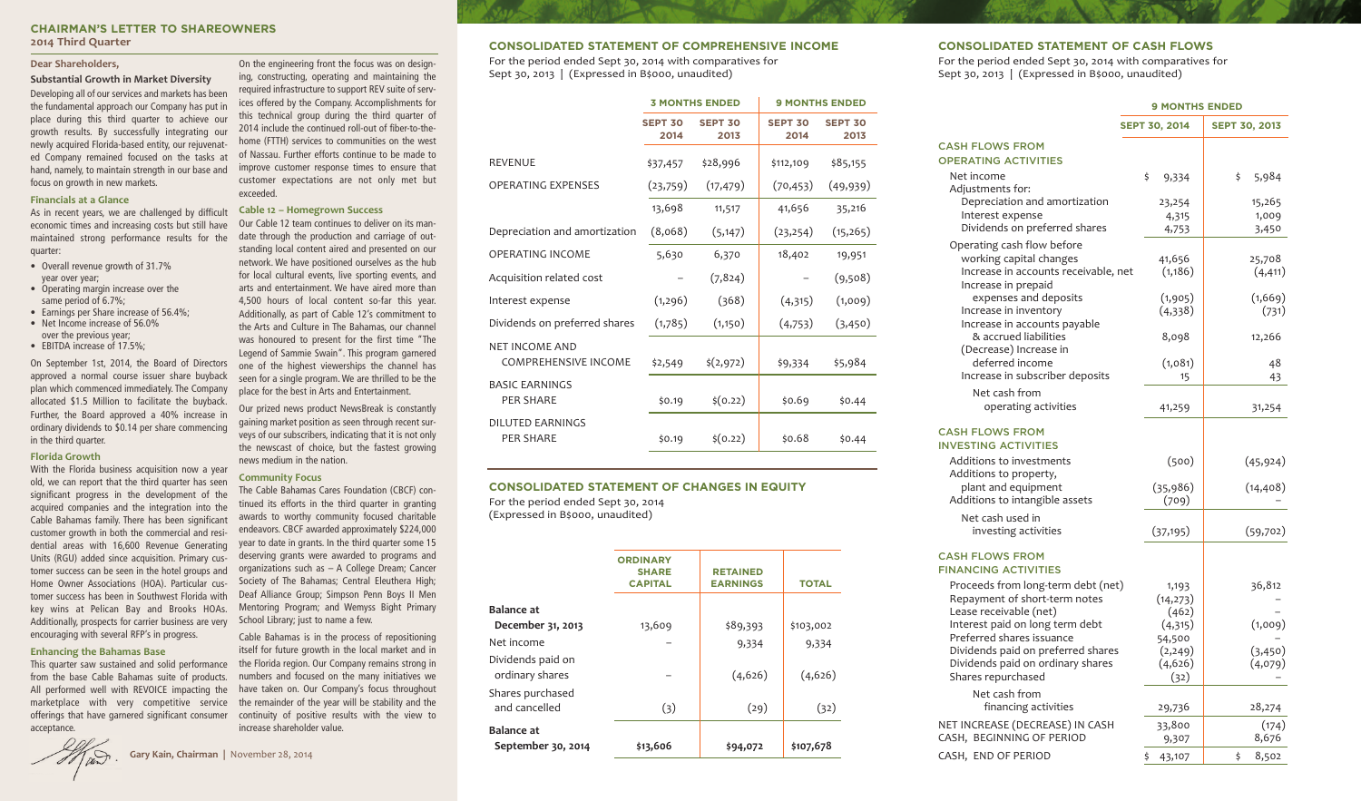## CHAIRMAN'S LETTER TO SHAREOWNERS

**2014 Third Quarter**

**Dear Shareholders,**

**Substantial Growth in Market Diversity**

Developing all of our services and markets has been the fundamental approach our Company has put in place during this third quarter to achieve our growth results. By successfully integrating our newly acquired Florida-based entity, our rejuvenated Company remained focused on the tasks at hand, namely, to maintain strength in our base and focus on growth in new markets.

### Financials at a Glance

As in recent years, we are challenged by difficult economic times and increasing costs but still have maintained strong performance results for the quarter:

- Overall revenue growth of 31.7% year over year;
- Operating margin increase over the same period of 6.7%;
- Earnings per Share increase of 56.4%;
- Net Income increase of 56.0% over the previous year;
- EBITDA increase of 17.5%;

On September 1st, 2014, the Board of Directors approved a normal course issuer share buyback plan which commenced immediately. The Company allocated $1.5 Million to facilitate the buyback. Further, the Board approved a 40% increase in ordinary dividends to $0.14 per share commencing in the third quarter.

### Florida Growth

With the Florida business acquisition now a year old, we can report that the third quarter has seen significant progress in the development of the acquired companies and the integration into the Cable Bahamas family. There has been significant customer growth in both the commercial and residential areas with 16,600 Revenue Generating Units (RGU) added since acquisition. Primary customer success can be seen in the hotel groups and Home Owner Associations (HOA). Particular customer success has been in Southwest Florida with key wins at Pelican Bay and Brooks HOAs. Additionally, prospects for carrier business are very encouraging with several RFP's in progress.

### Enhancing the Bahamas Base

This quarter saw sustained and solid performance from the base Cable Bahamas suite of products. All performed well with REVOICE impacting the marketplace with very competitive service offerings that have garnered significant consumer acceptance.

On the engineering front the focus was on designing, constructing, operating and maintaining the required infrastructure to support REV suite of services offered by the Company. Accomplishments for this technical group during the third quarter of 2014 include the continued roll-out of fiber-to-the-home (FTTH) services to communities on the west of Nassau. Further efforts continue to be made to improve customer response times to ensure that customer expectations are not only met but exceeded.

### Cable 12 – Homegrown Success

Our Cable 12 team continues to deliver on its mandate through the production and carriage of outstanding local content aired and presented on our network. We have positioned ourselves as the hub for local cultural events, live sporting events, and arts and entertainment. We have aired more than 4,500 hours of local content so-far this year. Additionally, as part of Cable 12's commitment to the Arts and Culture in The Bahamas, our channel was honoured to present for the first time "The Legend of Sammie Swain". This program garnered one of the highest viewerships the channel has seen for a single program. We are thrilled to be the place for the best in Arts and Entertainment.

Our prized news product NewsBreak is constantly gaining market position as seen through recent surveys of our subscribers, indicating that it is not only the newscast of choice, but the fastest growing news medium in the nation.

### Community Focus

The Cable Bahamas Cares Foundation (CBCF) continued its efforts in the third quarter in granting awards to worthy community focused charitable endeavors. CBCF awarded approximately $224,000 year to date in grants. In the third quarter some 15 deserving grants were awarded to programs and organizations such as – A College Dream; Cancer Society of The Bahamas; Central Eleuthera High; Deaf Alliance Group; Simpson Penn Boys II Men Mentoring Program; and Wemyss Bight Primary School Library; just to name a few.

Cable Bahamas is in the process of repositioning itself for future growth in the local market and in the Florida region. Our Company remains strong in numbers and focused on the many initiatives we have taken on. Our Company's focus throughout the remainder of the year will be stability and the continuity of positive results with the view to increase shareholder value.

**Gary Kain, Chairman** | November 28, 2014

## CONSOLIDATED STATEMENT OF COMPREHENSIVE INCOME

For the period ended Sept 30, 2014 with comparatives for Sept 30, 2013 | (Expressed in B$000, unaudited)

| | 3 MONTHS ENDED | | 9 MONTHS ENDED | |
|---|---|---|---|---|
| | SEPT 30 2014 | SEPT 30 2013 | SEPT 30 2014 | SEPT 30 2013 |
| REVENUE | $37,457 | $28,996 | $112,109 | $85,155 |
| OPERATING EXPENSES | (23,759) | (17,479) | (70,453) | (49,939) |
| | 13,698 | 11,517 | 41,656 | 35,216 |
| Depreciation and amortization | (8,068) | (5,147) | (23,254) | (15,265) |
| OPERATING INCOME | 5,630 | 6,370 | 18,402 | 19,951 |
| Acquisition related cost | – | (7,824) | – | (9,508) |
| Interest expense | (1,296) | (368) | (4,315) | (1,009) |
| Dividends on preferred shares | (1,785) | (1,150) | (4,753) | (3,450) |
| NET INCOME AND COMPREHENSIVE INCOME | $2,549 | $(2,972) | $9,334 | $5,984 |
| BASIC EARNINGS PER SHARE | $0.19 | $(0.22) | $0.69 | $0.44 |
| DILUTED EARNINGS PER SHARE | $0.19 | $(0.22) | $0.68 | $0.44 |

## CONSOLIDATED STATEMENT OF CHANGES IN EQUITY

For the period ended Sept 30, 2014
(Expressed in B$000, unaudited)

| | ORDINARY SHARE CAPITAL | RETAINED EARNINGS | TOTAL |
|---|---|---|---|
| **Balance at December 31, 2013** | 13,609 | $89,393 | $103,002 |
| Net income | – | 9,334 | 9,334 |
| Dividends paid on ordinary shares | – | (4,626) | (4,626) |
| Shares purchased and cancelled | (3) | (29) | (32) |
| **Balance at September 30, 2014** | **$13,606** | **$94,072** | **$107,678** |

## CONSOLIDATED STATEMENT OF CASH FLOWS

For the period ended Sept 30, 2014 with comparatives for Sept 30, 2013 | (Expressed in B$000, unaudited)

| | 9 MONTHS ENDED | |
|---|---|---|
| | SEPT 30, 2014 | SEPT 30, 2013 |
| **CASH FLOWS FROM OPERATING ACTIVITIES** | | |
| Net income | $ 9,334 | $ 5,984 |
| Adjustments for: | | |
| Depreciation and amortization | 23,254 | 15,265 |
| Interest expense | 4,315 | 1,009 |
| Dividends on preferred shares | 4,753 | 3,450 |
| Operating cash flow before working capital changes | 41,656 | 25,708 |
| Increase in accounts receivable, net | (1,186) | (4,411) |
| Increase in prepaid expenses and deposits | (1,905) | (1,669) |
| Increase in inventory | (4,338) | (731) |
| Increase in accounts payable & accrued liabilities | 8,098 | 12,266 |
| (Decrease) Increase in deferred income | (1,081) | 48 |
| Increase in subscriber deposits | 15 | 43 |
| Net cash from operating activities | 41,259 | 31,254 |
| **CASH FLOWS FROM INVESTING ACTIVITIES** | | |
| Additions to investments | (500) | (45,924) |
| Additions to property, plant and equipment | (35,986) | (14,408) |
| Additions to intangible assets | (709) | – |
| Net cash used in investing activities | (37,195) | (59,702) |
| **CASH FLOWS FROM FINANCING ACTIVITIES** | | |
| Proceeds from long-term debt (net) | 1,193 | 36,812 |
| Repayment of short-term notes | (14,273) | – |
| Lease receivable (net) | (462) | – |
| Interest paid on long term debt | (4,315) | (1,009) |
| Preferred shares issuance | 54,500 | – |
| Dividends paid on preferred shares | (2,249) | (3,450) |
| Dividends paid on ordinary shares | (4,626) | (4,079) |
| Shares repurchased | (32) | – |
| Net cash from financing activities | 29,736 | 28,274 |
| NET INCREASE (DECREASE) IN CASH | 33,800 | (174) |
| CASH, BEGINNING OF PERIOD | 9,307 | 8,676 |
| CASH, END OF PERIOD | $ 43,107 | $ 8,502 |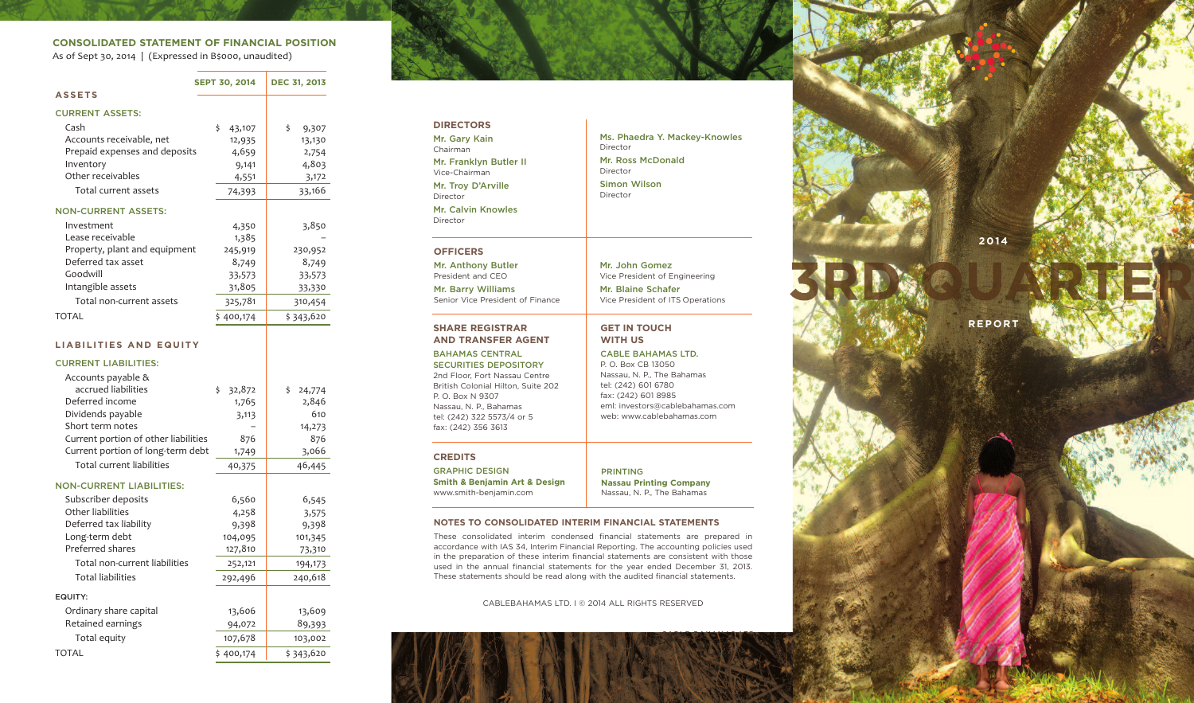## CONSOLIDATED STATEMENT OF FINANCIAL POSITION

As of Sept 30, 2014 | (Expressed in B$000, unaudited)

| | SEPT 30, 2014 | DEC 31, 2013 |
|---|---|---|
| **ASSETS** | | |
| **CURRENT ASSETS:** | | |
| Cash | $ 43,107 | $ 9,307 |
| Accounts receivable, net | 12,935 | 13,130 |
| Prepaid expenses and deposits | 4,659 | 2,754 |
| Inventory | 9,141 | 4,803 |
| Other receivables | 4,551 | 3,172 |
| Total current assets | 74,393 | 33,166 |
| **NON-CURRENT ASSETS:** | | |
| Investment | 4,350 | 3,850 |
| Lease receivable | 1,385 | – |
| Property, plant and equipment | 245,919 | 230,952 |
| Deferred tax asset | 8,749 | 8,749 |
| Goodwill | 33,573 | 33,573 |
| Intangible assets | 31,805 | 33,330 |
| Total non-current assets | 325,781 | 310,454 |
| TOTAL | $ 400,174 | $ 343,620 |
| **LIABILITIES AND EQUITY** | | |
| **CURRENT LIABILITIES:** | | |
| Accounts payable & accrued liabilities | $ 32,872 | $ 24,774 |
| Deferred income | 1,765 | 2,846 |
| Dividends payable | 3,113 | 610 |
| Short term notes | – | 14,273 |
| Current portion of other liabilities | 876 | 876 |
| Current portion of long-term debt | 1,749 | 3,066 |
| Total current liabilities | 40,375 | 46,445 |
| **NON-CURRENT LIABILITIES:** | | |
| Subscriber deposits | 6,560 | 6,545 |
| Other liabilities | 4,258 | 3,575 |
| Deferred tax liability | 9,398 | 9,398 |
| Long-term debt | 104,095 | 101,345 |
| Preferred shares | 127,810 | 73,310 |
| Total non-current liabilities | 252,121 | 194,173 |
| Total liabilities | 292,496 | 240,618 |
| **EQUITY:** | | |
| Ordinary share capital | 13,606 | 13,609 |
| Retained earnings | 94,072 | 89,393 |
| Total equity | 107,678 | 103,002 |
| TOTAL | $ 400,174 | $ 343,620 |

### DIRECTORS

**Mr. Gary Kain**
Chairman

**Mr. Franklyn Butler II**
Vice-Chairman

**Mr. Troy D'Arville**
Director

**Mr. Calvin Knowles**
Director

**Ms. Phaedra Y. Mackey-Knowles**
Director

**Mr. Ross McDonald**
Director

**Simon Wilson**
Director

### OFFICERS

**Mr. Anthony Butler**
President and CEO

**Mr. Barry Williams**
Senior Vice President of Finance

**Mr. John Gomez**
Vice President of Engineering

**Mr. Blaine Schafer**
Vice President of ITS Operations

### SHARE REGISTRAR AND TRANSFER AGENT

**BAHAMAS CENTRAL SECURITIES DEPOSITORY**
2nd Floor, Fort Nassau Centre
British Colonial Hilton, Suite 202
P. O. Box N 9307
Nassau, N. P., Bahamas
tel: (242) 322 5573/4 or 5
fax: (242) 356 3613

### GET IN TOUCH WITH US

**CABLE BAHAMAS LTD.**
P. O. Box CB 13050
Nassau, N. P., The Bahamas
tel: (242) 601 6780
fax: (242) 601 8985
eml: investors@cablebahamas.com
web: www.cablebahamas.com

### CREDITS

GRAPHIC DESIGN
**Smith & Benjamin Art & Design**
www.smith-benjamin.com

PRINTING
**Nassau Printing Company**
Nassau, N. P., The Bahamas

### NOTES TO CONSOLIDATED INTERIM FINANCIAL STATEMENTS

These consolidated interim condensed financial statements are prepared in accordance with IAS 34, Interim Financial Reporting. The accounting policies used in the preparation of these interim financial statements are consistent with those used in the annual financial statements for the year ended December 31, 2013. These statements should be read along with the audited financial statements.

CABLEBAHAMAS LTD. | © 2014 ALL RIGHTS RESERVED

# 2014 3RD QUARTER REPORT